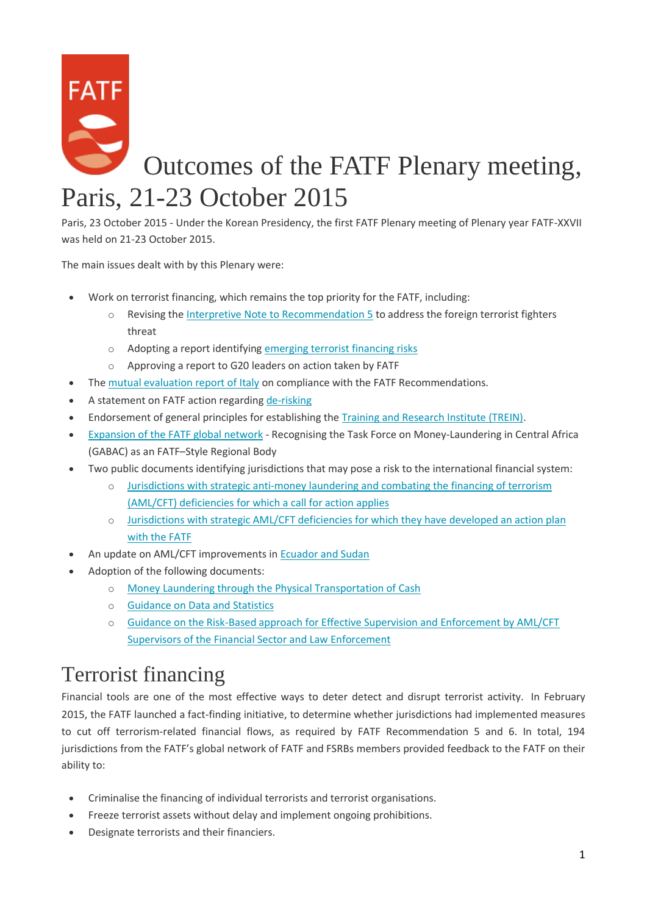# Outcomes of the FATF Plenary meeting, Paris, 21-23 October 2015

Paris, 23 October 2015 - Under the Korean Presidency, the first FATF Plenary meeting of Plenary year FATF-XXVII was held on 21-23 October 2015.

The main issues dealt with by this Plenary were:

- Work on terrorist financing, which remains the top priority for the FATF, including:
  - Revising the Interpretive Note to Recommendation 5 to address the foreign terrorist fighters threat
  - Adopting a report identifying emerging terrorist financing risks
  - Approving a report to G20 leaders on action taken by FATF
- The mutual evaluation report of Italy on compliance with the FATF Recommendations.
- A statement on FATF action regarding de-risking
- Endorsement of general principles for establishing the Training and Research Institute (TREIN).
- Expansion of the FATF global network - Recognising the Task Force on Money-Laundering in Central Africa (GABAC) as an FATF–Style Regional Body
- Two public documents identifying jurisdictions that may pose a risk to the international financial system:
  - Jurisdictions with strategic anti-money laundering and combating the financing of terrorism (AML/CFT) deficiencies for which a call for action applies
  - Jurisdictions with strategic AML/CFT deficiencies for which they have developed an action plan with the FATF
- An update on AML/CFT improvements in Ecuador and Sudan
- Adoption of the following documents:
  - Money Laundering through the Physical Transportation of Cash
  - Guidance on Data and Statistics
  - Guidance on the Risk-Based approach for Effective Supervision and Enforcement by AML/CFT Supervisors of the Financial Sector and Law Enforcement

## Terrorist financing

Financial tools are one of the most effective ways to deter detect and disrupt terrorist activity. In February 2015, the FATF launched a fact-finding initiative, to determine whether jurisdictions had implemented measures to cut off terrorism-related financial flows, as required by FATF Recommendation 5 and 6. In total, 194 jurisdictions from the FATF's global network of FATF and FSRBs members provided feedback to the FATF on their ability to:

- Criminalise the financing of individual terrorists and terrorist organisations.
- Freeze terrorist assets without delay and implement ongoing prohibitions.
- Designate terrorists and their financiers.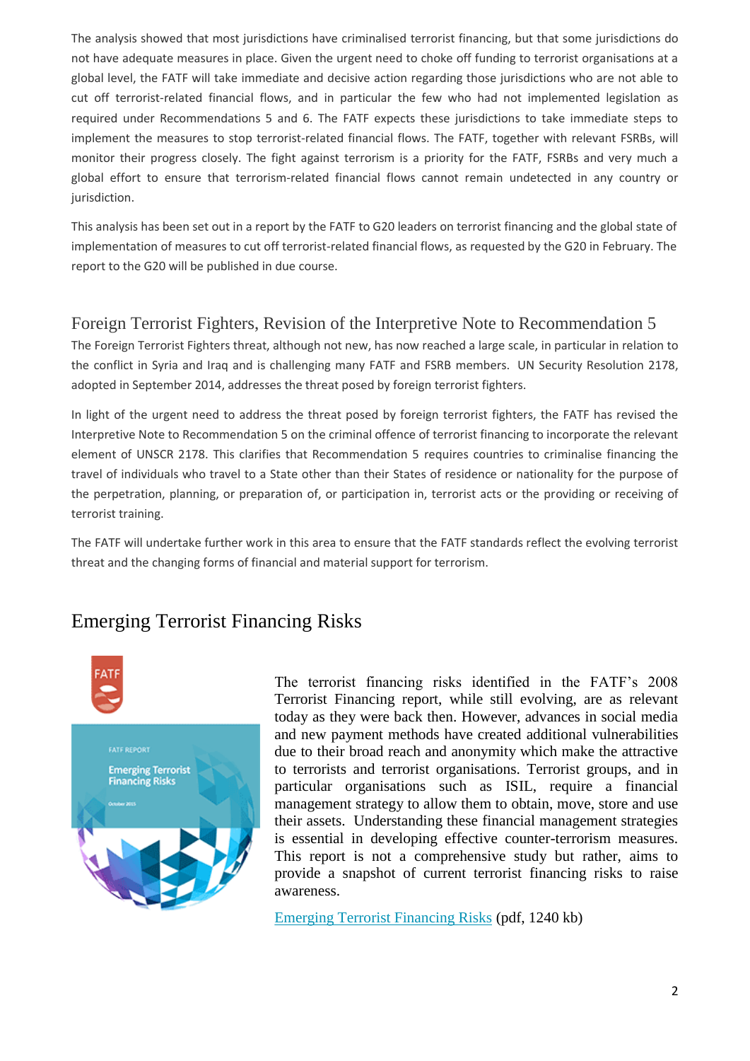The analysis showed that most jurisdictions have criminalised terrorist financing, but that some jurisdictions do not have adequate measures in place. Given the urgent need to choke off funding to terrorist organisations at a global level, the FATF will take immediate and decisive action regarding those jurisdictions who are not able to cut off terrorist-related financial flows, and in particular the few who had not implemented legislation as required under Recommendations 5 and 6. The FATF expects these jurisdictions to take immediate steps to implement the measures to stop terrorist-related financial flows. The FATF, together with relevant FSRBs, will monitor their progress closely. The fight against terrorism is a priority for the FATF, FSRBs and very much a global effort to ensure that terrorism-related financial flows cannot remain undetected in any country or jurisdiction.

This analysis has been set out in a report by the FATF to G20 leaders on terrorist financing and the global state of implementation of measures to cut off terrorist-related financial flows, as requested by the G20 in February. The report to the G20 will be published in due course.

### Foreign Terrorist Fighters, Revision of the Interpretive Note to Recommendation 5

The Foreign Terrorist Fighters threat, although not new, has now reached a large scale, in particular in relation to the conflict in Syria and Iraq and is challenging many FATF and FSRB members. UN Security Resolution 2178, adopted in September 2014, addresses the threat posed by foreign terrorist fighters.

In light of the urgent need to address the threat posed by foreign terrorist fighters, the FATF has revised the Interpretive Note to Recommendation 5 on the criminal offence of terrorist financing to incorporate the relevant element of UNSCR 2178. This clarifies that Recommendation 5 requires countries to criminalise financing the travel of individuals who travel to a State other than their States of residence or nationality for the purpose of the perpetration, planning, or preparation of, or participation in, terrorist acts or the providing or receiving of terrorist training.

The FATF will undertake further work in this area to ensure that the FATF standards reflect the evolving terrorist threat and the changing forms of financial and material support for terrorism.

## Emerging Terrorist Financing Risks

The terrorist financing risks identified in the FATF's 2008 Terrorist Financing report, while still evolving, are as relevant today as they were back then. However, advances in social media and new payment methods have created additional vulnerabilities due to their broad reach and anonymity which make the attractive to terrorists and terrorist organisations. Terrorist groups, and in particular organisations such as ISIL, require a financial management strategy to allow them to obtain, move, store and use their assets. Understanding these financial management strategies is essential in developing effective counter-terrorism measures. This report is not a comprehensive study but rather, aims to provide a snapshot of current terrorist financing risks to raise awareness.

Emerging Terrorist Financing Risks (pdf, 1240 kb)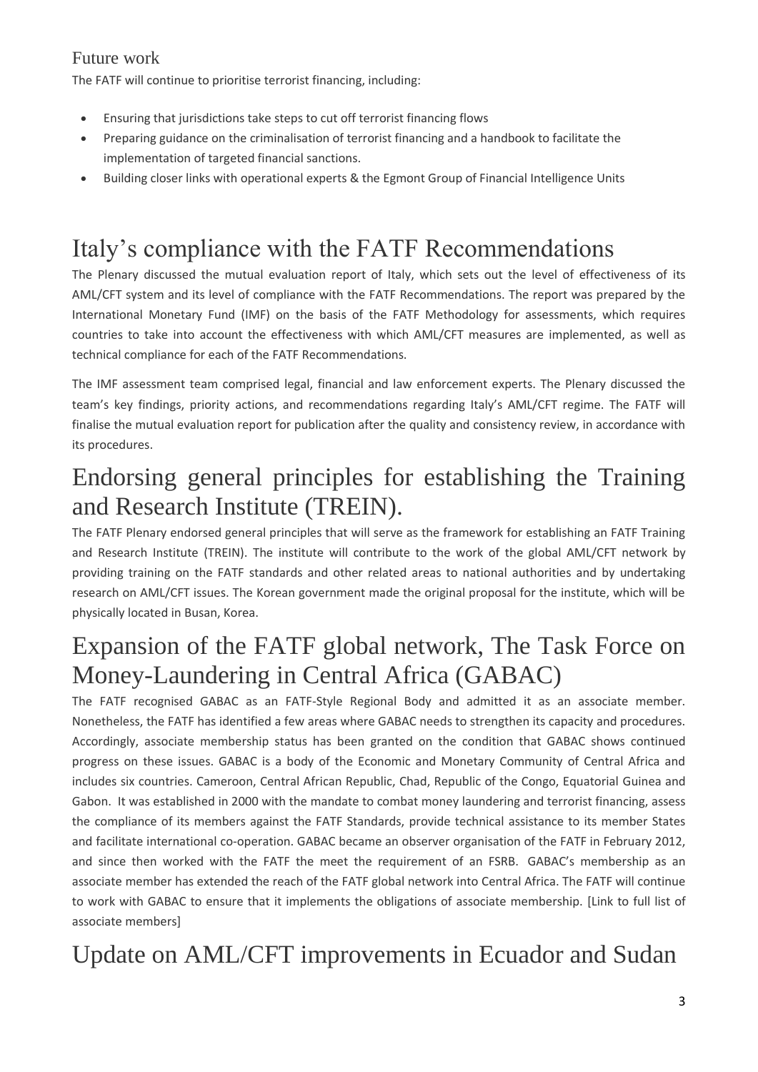### Future work

The FATF will continue to prioritise terrorist financing, including:

- Ensuring that jurisdictions take steps to cut off terrorist financing flows
- Preparing guidance on the criminalisation of terrorist financing and a handbook to facilitate the implementation of targeted financial sanctions.
- Building closer links with operational experts & the Egmont Group of Financial Intelligence Units

## Italy's compliance with the FATF Recommendations

The Plenary discussed the mutual evaluation report of Italy, which sets out the level of effectiveness of its AML/CFT system and its level of compliance with the FATF Recommendations. The report was prepared by the International Monetary Fund (IMF) on the basis of the FATF Methodology for assessments, which requires countries to take into account the effectiveness with which AML/CFT measures are implemented, as well as technical compliance for each of the FATF Recommendations.

The IMF assessment team comprised legal, financial and law enforcement experts. The Plenary discussed the team's key findings, priority actions, and recommendations regarding Italy's AML/CFT regime. The FATF will finalise the mutual evaluation report for publication after the quality and consistency review, in accordance with its procedures.

## Endorsing general principles for establishing the Training and Research Institute (TREIN).

The FATF Plenary endorsed general principles that will serve as the framework for establishing an FATF Training and Research Institute (TREIN). The institute will contribute to the work of the global AML/CFT network by providing training on the FATF standards and other related areas to national authorities and by undertaking research on AML/CFT issues. The Korean government made the original proposal for the institute, which will be physically located in Busan, Korea.

## Expansion of the FATF global network, The Task Force on Money-Laundering in Central Africa (GABAC)

The FATF recognised GABAC as an FATF-Style Regional Body and admitted it as an associate member. Nonetheless, the FATF has identified a few areas where GABAC needs to strengthen its capacity and procedures. Accordingly, associate membership status has been granted on the condition that GABAC shows continued progress on these issues. GABAC is a body of the Economic and Monetary Community of Central Africa and includes six countries. Cameroon, Central African Republic, Chad, Republic of the Congo, Equatorial Guinea and Gabon. It was established in 2000 with the mandate to combat money laundering and terrorist financing, assess the compliance of its members against the FATF Standards, provide technical assistance to its member States and facilitate international co-operation. GABAC became an observer organisation of the FATF in February 2012, and since then worked with the FATF the meet the requirement of an FSRB. GABAC's membership as an associate member has extended the reach of the FATF global network into Central Africa. The FATF will continue to work with GABAC to ensure that it implements the obligations of associate membership. [Link to full list of associate members]

## Update on AML/CFT improvements in Ecuador and Sudan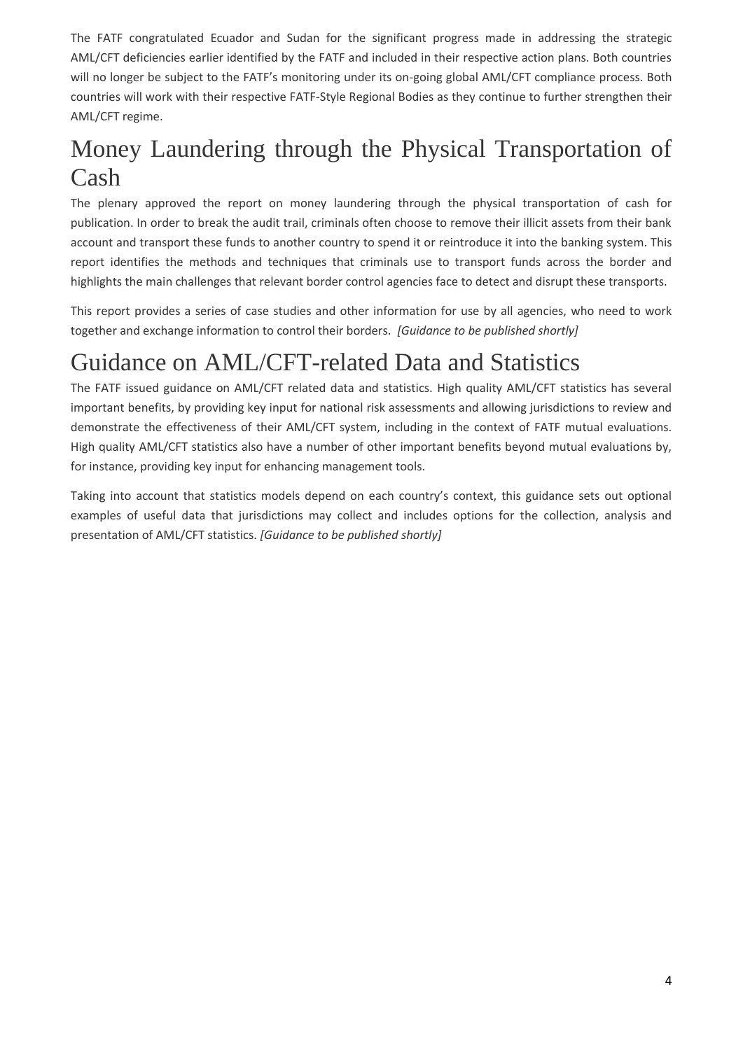The FATF congratulated Ecuador and Sudan for the significant progress made in addressing the strategic AML/CFT deficiencies earlier identified by the FATF and included in their respective action plans. Both countries will no longer be subject to the FATF's monitoring under its on-going global AML/CFT compliance process. Both countries will work with their respective FATF-Style Regional Bodies as they continue to further strengthen their AML/CFT regime.

# Money Laundering through the Physical Transportation of Cash

The plenary approved the report on money laundering through the physical transportation of cash for publication. In order to break the audit trail, criminals often choose to remove their illicit assets from their bank account and transport these funds to another country to spend it or reintroduce it into the banking system. This report identifies the methods and techniques that criminals use to transport funds across the border and highlights the main challenges that relevant border control agencies face to detect and disrupt these transports.

This report provides a series of case studies and other information for use by all agencies, who need to work together and exchange information to control their borders. *[Guidance to be published shortly]*

# Guidance on AML/CFT-related Data and Statistics

The FATF issued guidance on AML/CFT related data and statistics. High quality AML/CFT statistics has several important benefits, by providing key input for national risk assessments and allowing jurisdictions to review and demonstrate the effectiveness of their AML/CFT system, including in the context of FATF mutual evaluations. High quality AML/CFT statistics also have a number of other important benefits beyond mutual evaluations by, for instance, providing key input for enhancing management tools.

Taking into account that statistics models depend on each country's context, this guidance sets out optional examples of useful data that jurisdictions may collect and includes options for the collection, analysis and presentation of AML/CFT statistics. *[Guidance to be published shortly]*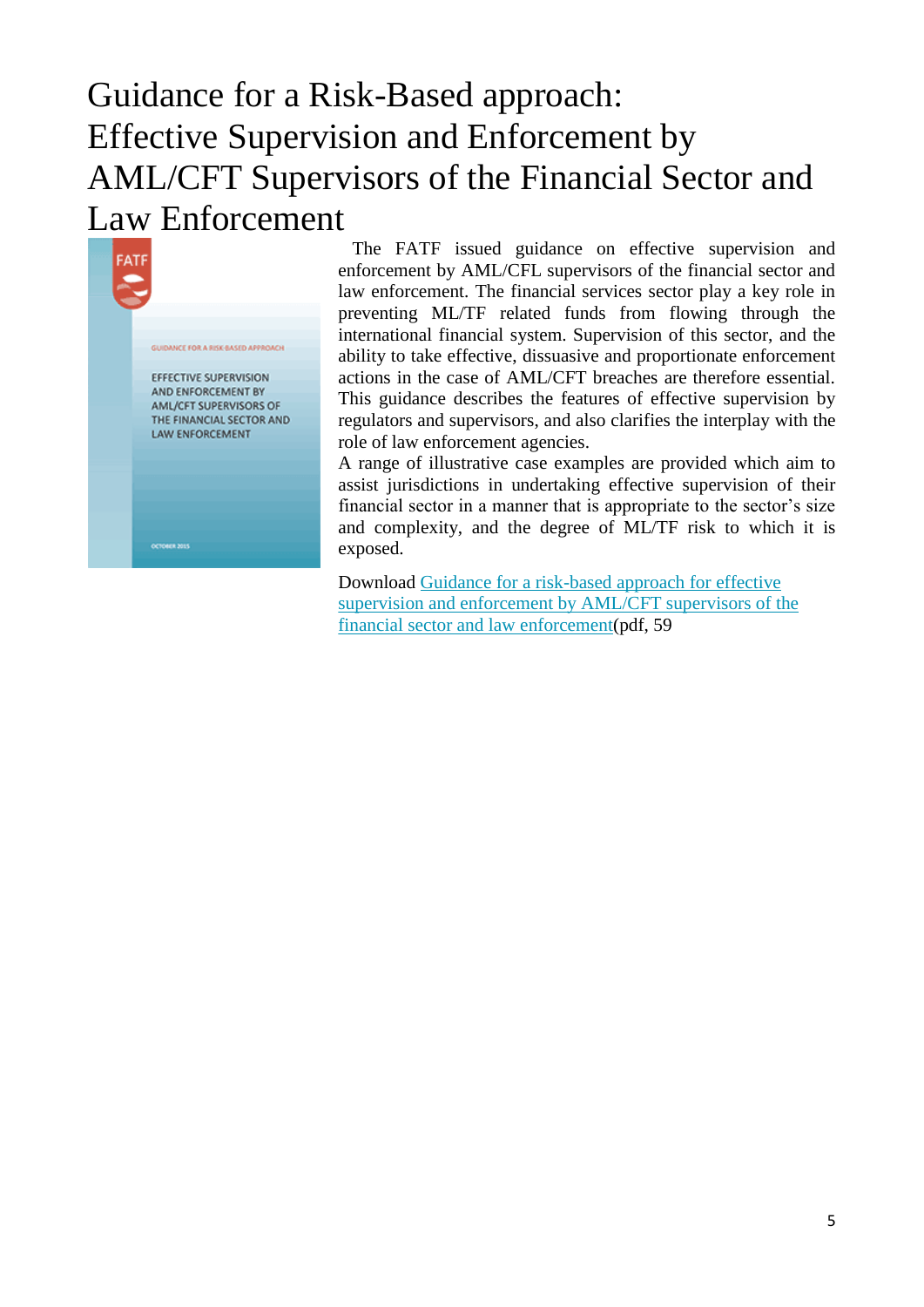# Guidance for a Risk-Based approach: Effective Supervision and Enforcement by AML/CFT Supervisors of the Financial Sector and Law Enforcement

The FATF issued guidance on effective supervision and enforcement by AML/CFL supervisors of the financial sector and law enforcement. The financial services sector play a key role in preventing ML/TF related funds from flowing through the international financial system. Supervision of this sector, and the ability to take effective, dissuasive and proportionate enforcement actions in the case of AML/CFT breaches are therefore essential. This guidance describes the features of effective supervision by regulators and supervisors, and also clarifies the interplay with the role of law enforcement agencies.

A range of illustrative case examples are provided which aim to assist jurisdictions in undertaking effective supervision of their financial sector in a manner that is appropriate to the sector's size and complexity, and the degree of ML/TF risk to which it is exposed.

Download Guidance for a risk-based approach for effective supervision and enforcement by AML/CFT supervisors of the financial sector and law enforcement(pdf, 59